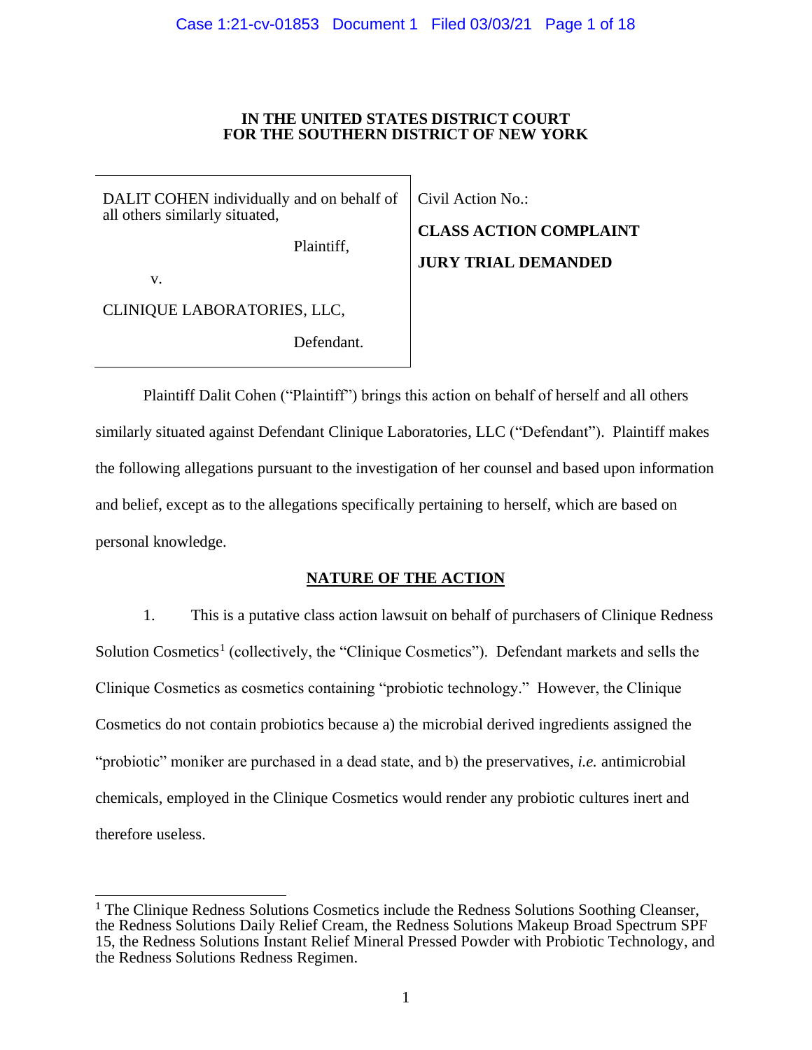**IN THE UNITED STATES DISTRICT COURT**
**FOR THE SOUTHERN DISTRICT OF NEW YORK**

| | |
|---|---|
| DALIT COHEN individually and on behalf of all others similarly situated,<br><br>Plaintiff,<br><br>v.<br><br>CLINIQUE LABORATORIES, LLC,<br><br>Defendant. | Civil Action No.:<br><br>**CLASS ACTION COMPLAINT**<br><br>**JURY TRIAL DEMANDED** |

Plaintiff Dalit Cohen ("Plaintiff") brings this action on behalf of herself and all others similarly situated against Defendant Clinique Laboratories, LLC ("Defendant"). Plaintiff makes the following allegations pursuant to the investigation of her counsel and based upon information and belief, except as to the allegations specifically pertaining to herself, which are based on personal knowledge.

## NATURE OF THE ACTION

1. This is a putative class action lawsuit on behalf of purchasers of Clinique Redness Solution Cosmetics[1] (collectively, the "Clinique Cosmetics"). Defendant markets and sells the Clinique Cosmetics as cosmetics containing "probiotic technology." However, the Clinique Cosmetics do not contain probiotics because a) the microbial derived ingredients assigned the "probiotic" moniker are purchased in a dead state, and b) the preservatives, *i.e.* antimicrobial chemicals, employed in the Clinique Cosmetics would render any probiotic cultures inert and therefore useless.

---

[1] The Clinique Redness Solutions Cosmetics include the Redness Solutions Soothing Cleanser, the Redness Solutions Daily Relief Cream, the Redness Solutions Makeup Broad Spectrum SPF 15, the Redness Solutions Instant Relief Mineral Pressed Powder with Probiotic Technology, and the Redness Solutions Redness Regimen.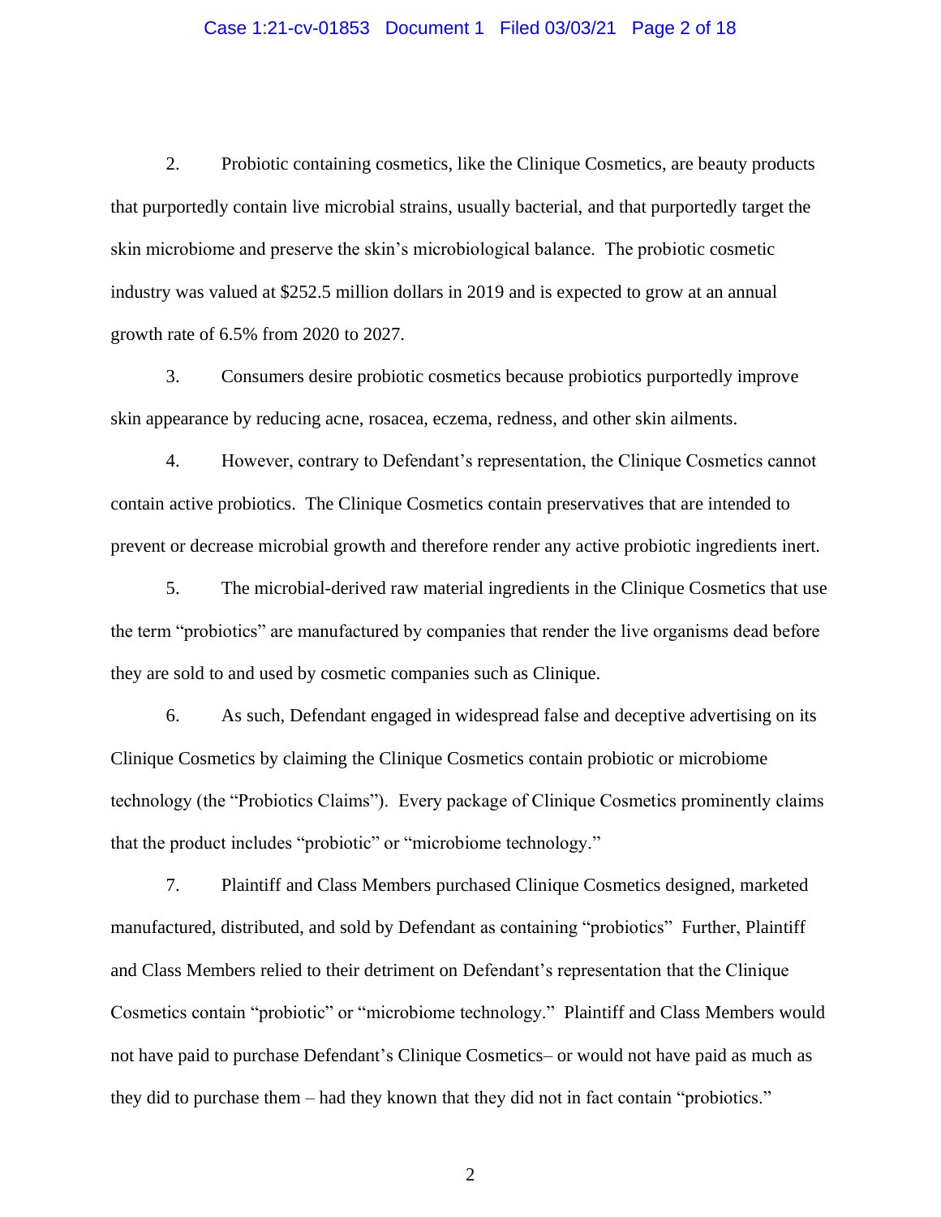2. Probiotic containing cosmetics, like the Clinique Cosmetics, are beauty products that purportedly contain live microbial strains, usually bacterial, and that purportedly target the skin microbiome and preserve the skin's microbiological balance. The probiotic cosmetic industry was valued at $252.5 million dollars in 2019 and is expected to grow at an annual growth rate of 6.5% from 2020 to 2027.

3. Consumers desire probiotic cosmetics because probiotics purportedly improve skin appearance by reducing acne, rosacea, eczema, redness, and other skin ailments.

4. However, contrary to Defendant's representation, the Clinique Cosmetics cannot contain active probiotics. The Clinique Cosmetics contain preservatives that are intended to prevent or decrease microbial growth and therefore render any active probiotic ingredients inert.

5. The microbial-derived raw material ingredients in the Clinique Cosmetics that use the term "probiotics" are manufactured by companies that render the live organisms dead before they are sold to and used by cosmetic companies such as Clinique.

6. As such, Defendant engaged in widespread false and deceptive advertising on its Clinique Cosmetics by claiming the Clinique Cosmetics contain probiotic or microbiome technology (the "Probiotics Claims"). Every package of Clinique Cosmetics prominently claims that the product includes "probiotic" or "microbiome technology."

7. Plaintiff and Class Members purchased Clinique Cosmetics designed, marketed manufactured, distributed, and sold by Defendant as containing "probiotics" Further, Plaintiff and Class Members relied to their detriment on Defendant's representation that the Clinique Cosmetics contain "probiotic" or "microbiome technology." Plaintiff and Class Members would not have paid to purchase Defendant's Clinique Cosmetics– or would not have paid as much as they did to purchase them – had they known that they did not in fact contain "probiotics."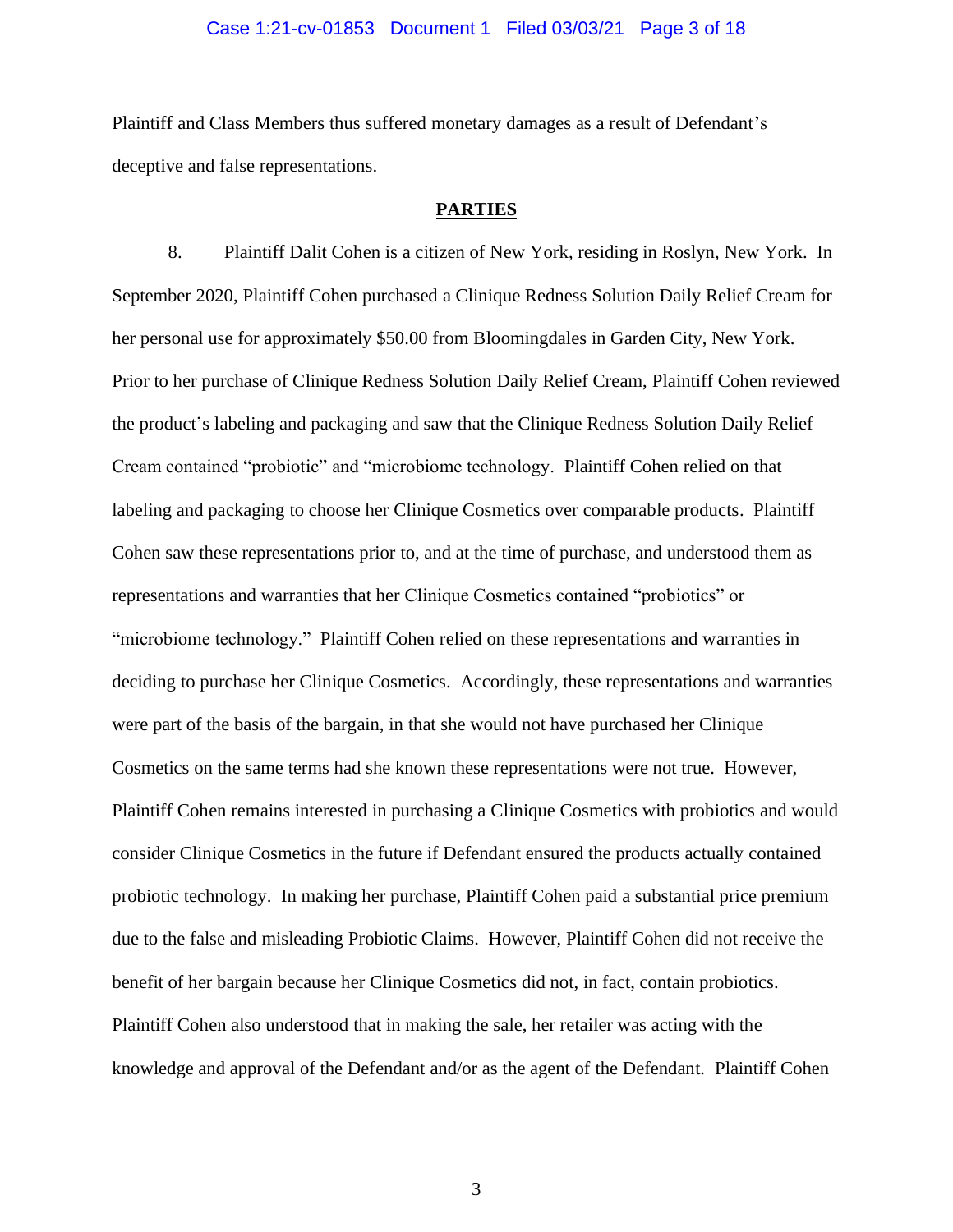Plaintiff and Class Members thus suffered monetary damages as a result of Defendant's deceptive and false representations.

## PARTIES

8. Plaintiff Dalit Cohen is a citizen of New York, residing in Roslyn, New York. In September 2020, Plaintiff Cohen purchased a Clinique Redness Solution Daily Relief Cream for her personal use for approximately $50.00 from Bloomingdales in Garden City, New York. Prior to her purchase of Clinique Redness Solution Daily Relief Cream, Plaintiff Cohen reviewed the product's labeling and packaging and saw that the Clinique Redness Solution Daily Relief Cream contained "probiotic" and "microbiome technology. Plaintiff Cohen relied on that labeling and packaging to choose her Clinique Cosmetics over comparable products. Plaintiff Cohen saw these representations prior to, and at the time of purchase, and understood them as representations and warranties that her Clinique Cosmetics contained "probiotics" or "microbiome technology." Plaintiff Cohen relied on these representations and warranties in deciding to purchase her Clinique Cosmetics. Accordingly, these representations and warranties were part of the basis of the bargain, in that she would not have purchased her Clinique Cosmetics on the same terms had she known these representations were not true. However, Plaintiff Cohen remains interested in purchasing a Clinique Cosmetics with probiotics and would consider Clinique Cosmetics in the future if Defendant ensured the products actually contained probiotic technology. In making her purchase, Plaintiff Cohen paid a substantial price premium due to the false and misleading Probiotic Claims. However, Plaintiff Cohen did not receive the benefit of her bargain because her Clinique Cosmetics did not, in fact, contain probiotics. Plaintiff Cohen also understood that in making the sale, her retailer was acting with the knowledge and approval of the Defendant and/or as the agent of the Defendant. Plaintiff Cohen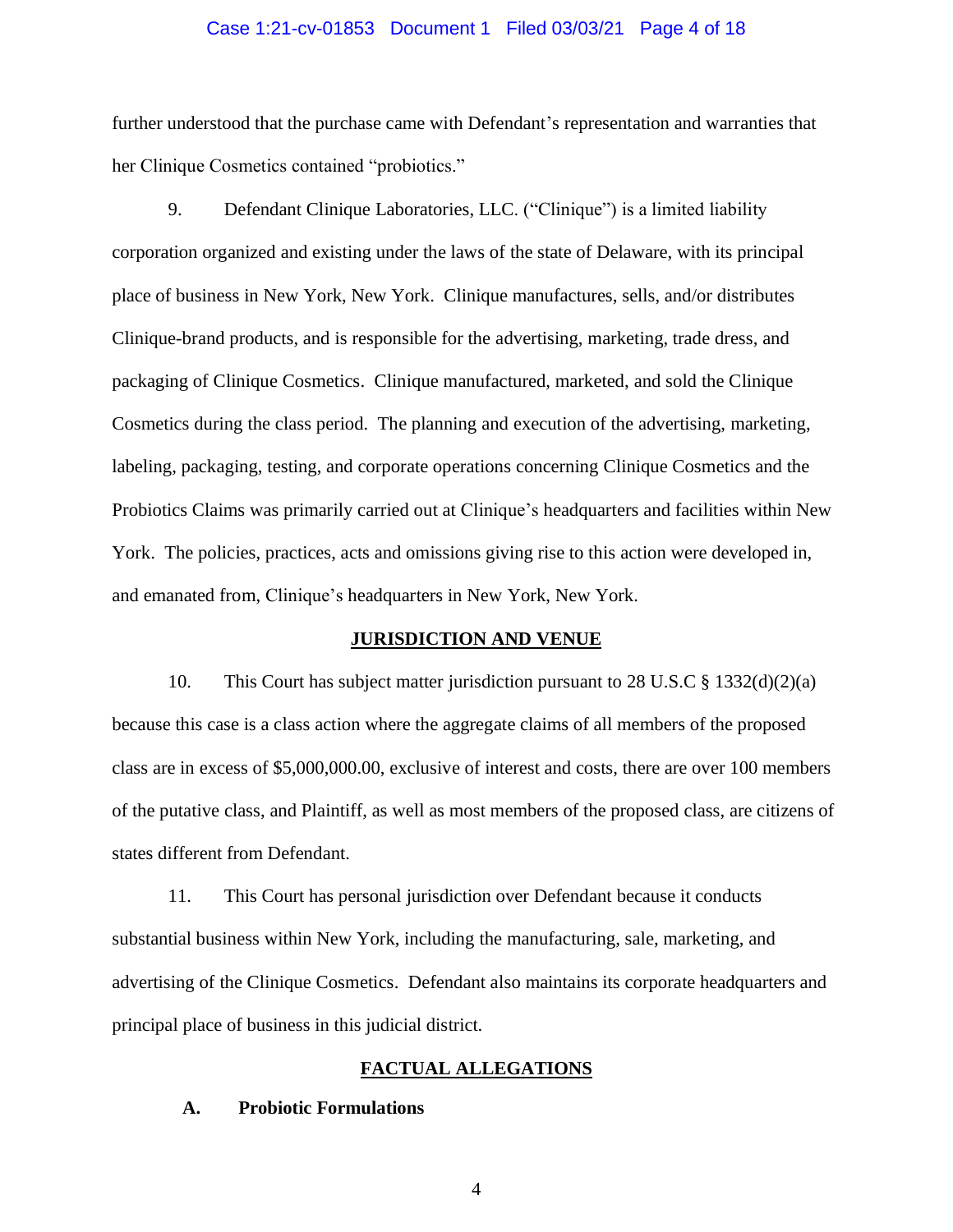further understood that the purchase came with Defendant's representation and warranties that her Clinique Cosmetics contained "probiotics."

9. Defendant Clinique Laboratories, LLC. ("Clinique") is a limited liability corporation organized and existing under the laws of the state of Delaware, with its principal place of business in New York, New York. Clinique manufactures, sells, and/or distributes Clinique-brand products, and is responsible for the advertising, marketing, trade dress, and packaging of Clinique Cosmetics. Clinique manufactured, marketed, and sold the Clinique Cosmetics during the class period. The planning and execution of the advertising, marketing, labeling, packaging, testing, and corporate operations concerning Clinique Cosmetics and the Probiotics Claims was primarily carried out at Clinique's headquarters and facilities within New York. The policies, practices, acts and omissions giving rise to this action were developed in, and emanated from, Clinique's headquarters in New York, New York.

## JURISDICTION AND VENUE

10. This Court has subject matter jurisdiction pursuant to 28 U.S.C § 1332(d)(2)(a) because this case is a class action where the aggregate claims of all members of the proposed class are in excess of $5,000,000.00, exclusive of interest and costs, there are over 100 members of the putative class, and Plaintiff, as well as most members of the proposed class, are citizens of states different from Defendant.

11. This Court has personal jurisdiction over Defendant because it conducts substantial business within New York, including the manufacturing, sale, marketing, and advertising of the Clinique Cosmetics. Defendant also maintains its corporate headquarters and principal place of business in this judicial district.

## FACTUAL ALLEGATIONS

### A. Probiotic Formulations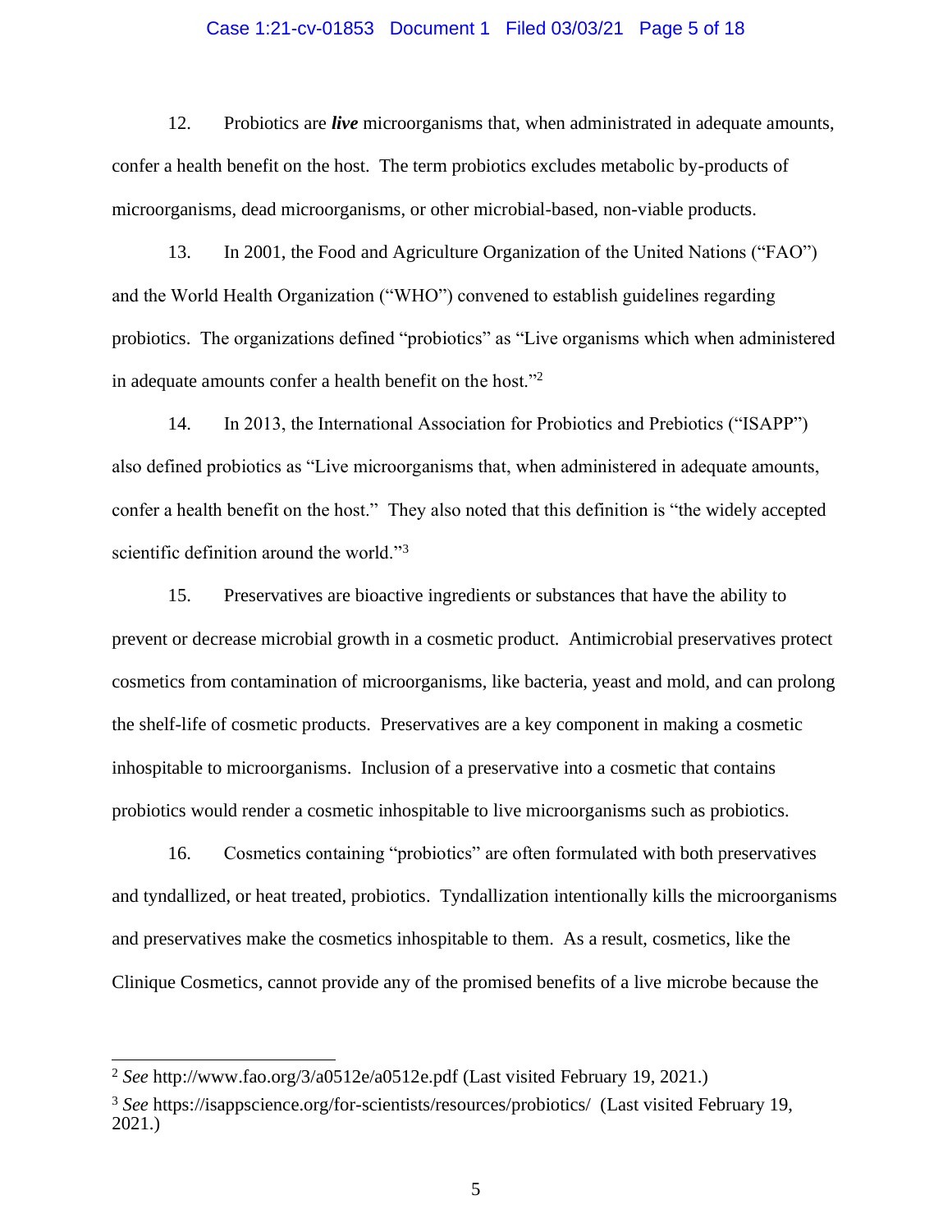12. Probiotics are ***live*** microorganisms that, when administrated in adequate amounts, confer a health benefit on the host. The term probiotics excludes metabolic by-products of microorganisms, dead microorganisms, or other microbial-based, non-viable products.

13. In 2001, the Food and Agriculture Organization of the United Nations ("FAO") and the World Health Organization ("WHO") convened to establish guidelines regarding probiotics. The organizations defined "probiotics" as "Live organisms which when administered in adequate amounts confer a health benefit on the host."[2]

14. In 2013, the International Association for Probiotics and Prebiotics ("ISAPP") also defined probiotics as "Live microorganisms that, when administered in adequate amounts, confer a health benefit on the host." They also noted that this definition is "the widely accepted scientific definition around the world."[3]

15. Preservatives are bioactive ingredients or substances that have the ability to prevent or decrease microbial growth in a cosmetic product. Antimicrobial preservatives protect cosmetics from contamination of microorganisms, like bacteria, yeast and mold, and can prolong the shelf-life of cosmetic products. Preservatives are a key component in making a cosmetic inhospitable to microorganisms. Inclusion of a preservative into a cosmetic that contains probiotics would render a cosmetic inhospitable to live microorganisms such as probiotics.

16. Cosmetics containing "probiotics" are often formulated with both preservatives and tyndallized, or heat treated, probiotics. Tyndallization intentionally kills the microorganisms and preservatives make the cosmetics inhospitable to them. As a result, cosmetics, like the Clinique Cosmetics, cannot provide any of the promised benefits of a live microbe because the

---

[2] *See* http://www.fao.org/3/a0512e/a0512e.pdf (Last visited February 19, 2021.)

[3] *See* https://isappscience.org/for-scientists/resources/probiotics/ (Last visited February 19, 2021.)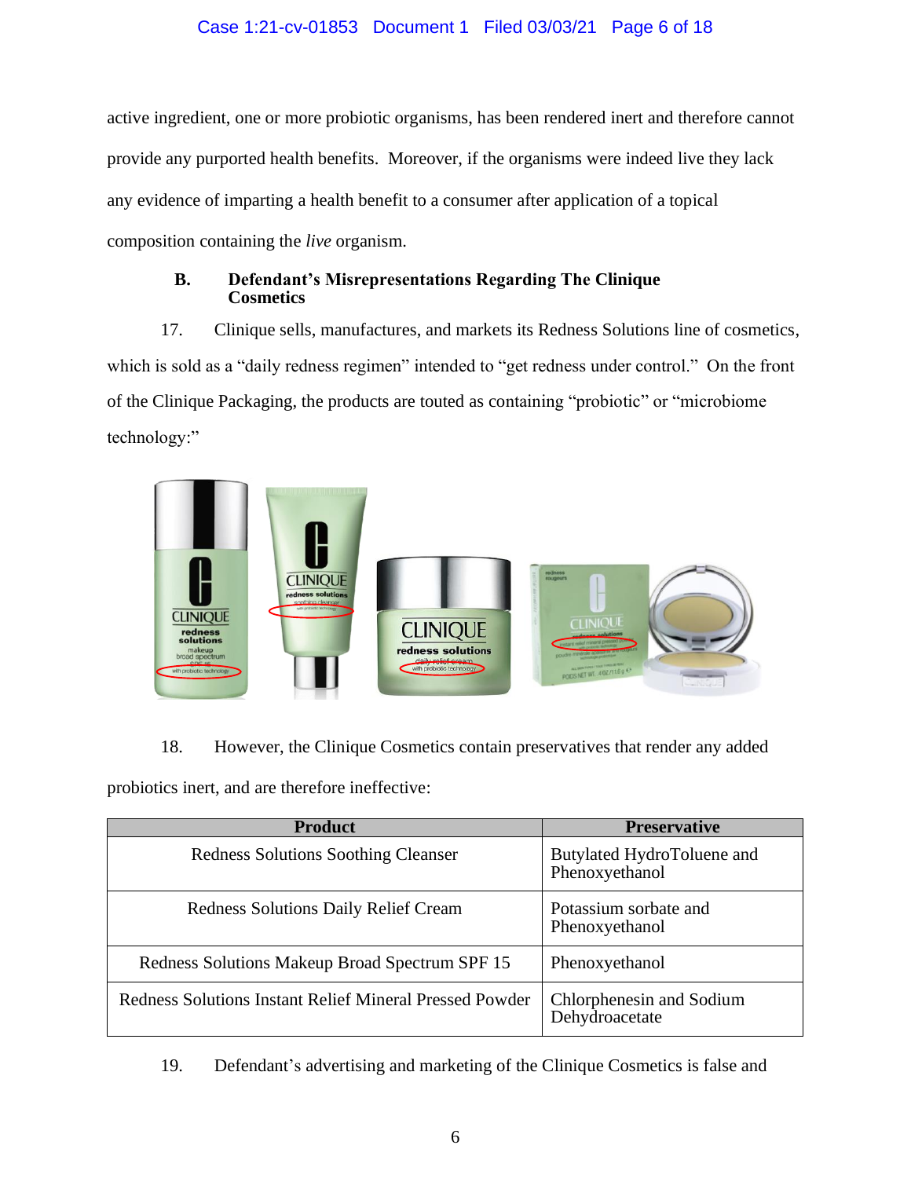active ingredient, one or more probiotic organisms, has been rendered inert and therefore cannot provide any purported health benefits. Moreover, if the organisms were indeed live they lack any evidence of imparting a health benefit to a consumer after application of a topical composition containing the *live* organism.

### B. Defendant's Misrepresentations Regarding The Clinique Cosmetics

17. Clinique sells, manufactures, and markets its Redness Solutions line of cosmetics, which is sold as a "daily redness regimen" intended to "get redness under control." On the front of the Clinique Packaging, the products are touted as containing "probiotic" or "microbiome technology:"

18. However, the Clinique Cosmetics contain preservatives that render any added probiotics inert, and are therefore ineffective:

| Product | Preservative |
|---|---|
| Redness Solutions Soothing Cleanser | Butylated HydroToluene and Phenoxyethanol |
| Redness Solutions Daily Relief Cream | Potassium sorbate and Phenoxyethanol |
| Redness Solutions Makeup Broad Spectrum SPF 15 | Phenoxyethanol |
| Redness Solutions Instant Relief Mineral Pressed Powder | Chlorphenesin and Sodium Dehydroacetate |

19. Defendant's advertising and marketing of the Clinique Cosmetics is false and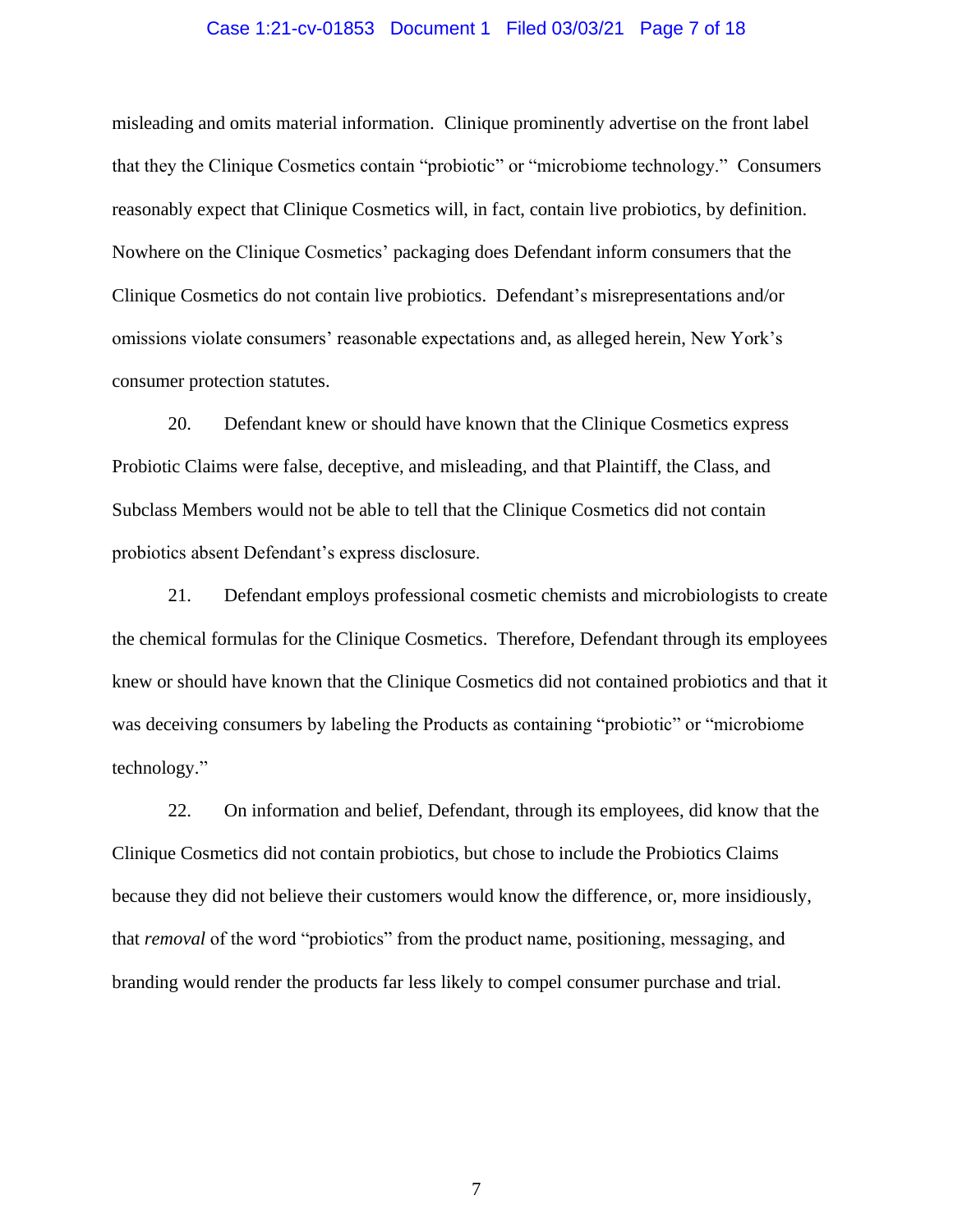misleading and omits material information. Clinique prominently advertise on the front label that they the Clinique Cosmetics contain "probiotic" or "microbiome technology." Consumers reasonably expect that Clinique Cosmetics will, in fact, contain live probiotics, by definition. Nowhere on the Clinique Cosmetics' packaging does Defendant inform consumers that the Clinique Cosmetics do not contain live probiotics. Defendant's misrepresentations and/or omissions violate consumers' reasonable expectations and, as alleged herein, New York's consumer protection statutes.

20. Defendant knew or should have known that the Clinique Cosmetics express Probiotic Claims were false, deceptive, and misleading, and that Plaintiff, the Class, and Subclass Members would not be able to tell that the Clinique Cosmetics did not contain probiotics absent Defendant's express disclosure.

21. Defendant employs professional cosmetic chemists and microbiologists to create the chemical formulas for the Clinique Cosmetics. Therefore, Defendant through its employees knew or should have known that the Clinique Cosmetics did not contained probiotics and that it was deceiving consumers by labeling the Products as containing "probiotic" or "microbiome technology."

22. On information and belief, Defendant, through its employees, did know that the Clinique Cosmetics did not contain probiotics, but chose to include the Probiotics Claims because they did not believe their customers would know the difference, or, more insidiously, that *removal* of the word "probiotics" from the product name, positioning, messaging, and branding would render the products far less likely to compel consumer purchase and trial.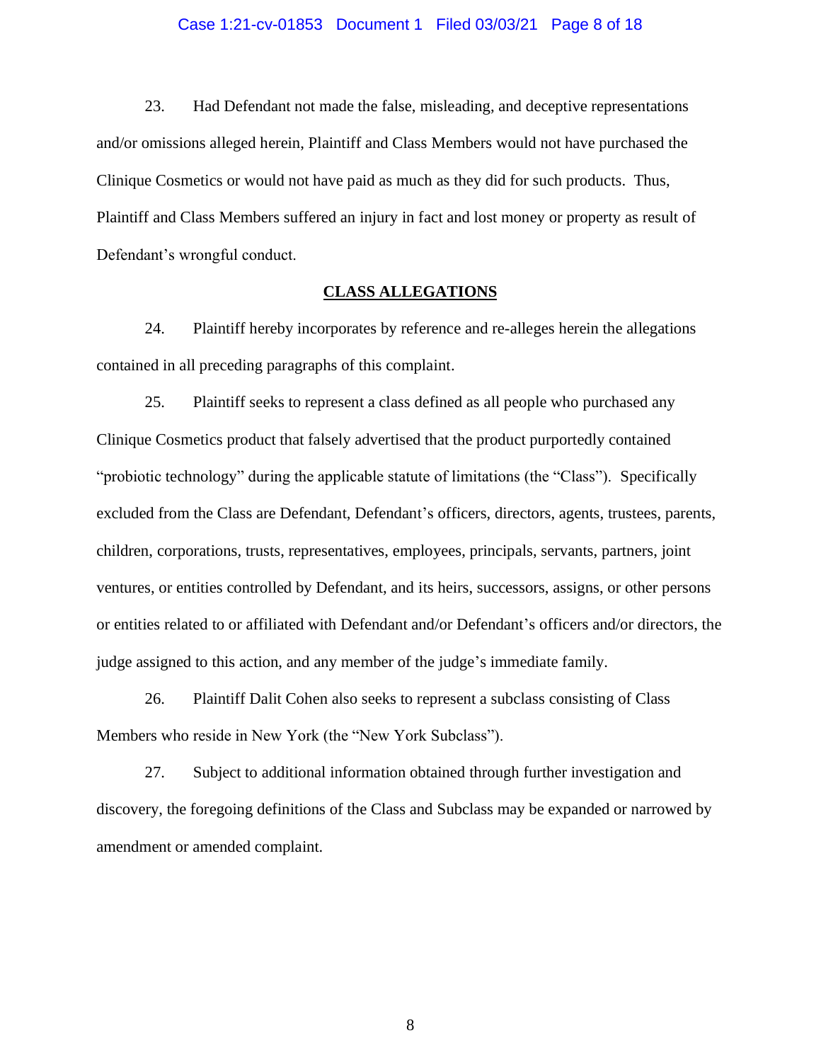23. Had Defendant not made the false, misleading, and deceptive representations and/or omissions alleged herein, Plaintiff and Class Members would not have purchased the Clinique Cosmetics or would not have paid as much as they did for such products. Thus, Plaintiff and Class Members suffered an injury in fact and lost money or property as result of Defendant's wrongful conduct.

## CLASS ALLEGATIONS

24. Plaintiff hereby incorporates by reference and re-alleges herein the allegations contained in all preceding paragraphs of this complaint.

25. Plaintiff seeks to represent a class defined as all people who purchased any Clinique Cosmetics product that falsely advertised that the product purportedly contained "probiotic technology" during the applicable statute of limitations (the "Class"). Specifically excluded from the Class are Defendant, Defendant's officers, directors, agents, trustees, parents, children, corporations, trusts, representatives, employees, principals, servants, partners, joint ventures, or entities controlled by Defendant, and its heirs, successors, assigns, or other persons or entities related to or affiliated with Defendant and/or Defendant's officers and/or directors, the judge assigned to this action, and any member of the judge's immediate family.

26. Plaintiff Dalit Cohen also seeks to represent a subclass consisting of Class Members who reside in New York (the "New York Subclass").

27. Subject to additional information obtained through further investigation and discovery, the foregoing definitions of the Class and Subclass may be expanded or narrowed by amendment or amended complaint.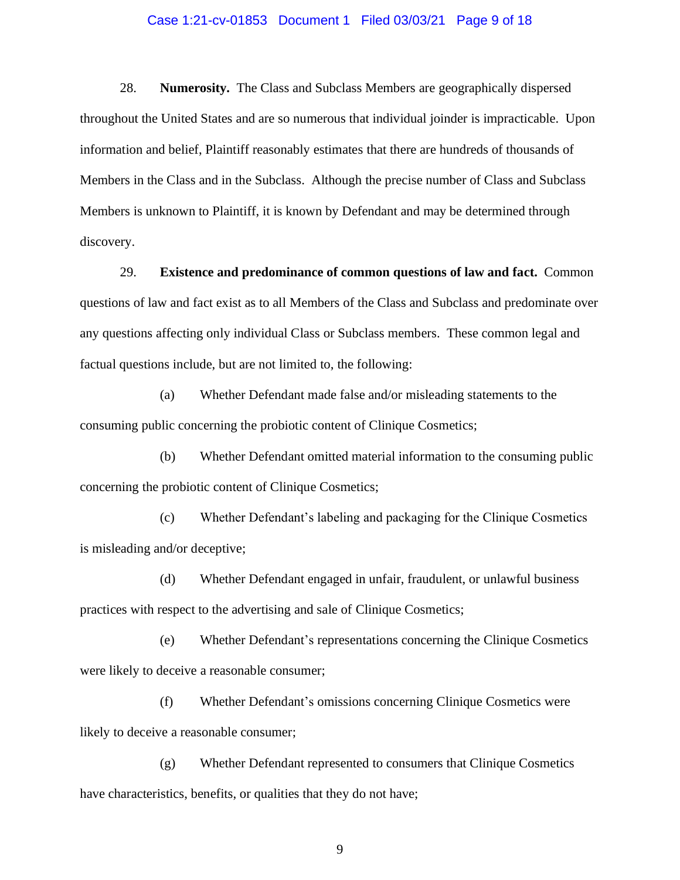28. **Numerosity.** The Class and Subclass Members are geographically dispersed throughout the United States and are so numerous that individual joinder is impracticable. Upon information and belief, Plaintiff reasonably estimates that there are hundreds of thousands of Members in the Class and in the Subclass. Although the precise number of Class and Subclass Members is unknown to Plaintiff, it is known by Defendant and may be determined through discovery.

29. **Existence and predominance of common questions of law and fact.** Common questions of law and fact exist as to all Members of the Class and Subclass and predominate over any questions affecting only individual Class or Subclass members. These common legal and factual questions include, but are not limited to, the following:

(a) Whether Defendant made false and/or misleading statements to the consuming public concerning the probiotic content of Clinique Cosmetics;

(b) Whether Defendant omitted material information to the consuming public concerning the probiotic content of Clinique Cosmetics;

(c) Whether Defendant's labeling and packaging for the Clinique Cosmetics is misleading and/or deceptive;

(d) Whether Defendant engaged in unfair, fraudulent, or unlawful business practices with respect to the advertising and sale of Clinique Cosmetics;

(e) Whether Defendant's representations concerning the Clinique Cosmetics were likely to deceive a reasonable consumer;

(f) Whether Defendant's omissions concerning Clinique Cosmetics were likely to deceive a reasonable consumer;

(g) Whether Defendant represented to consumers that Clinique Cosmetics have characteristics, benefits, or qualities that they do not have;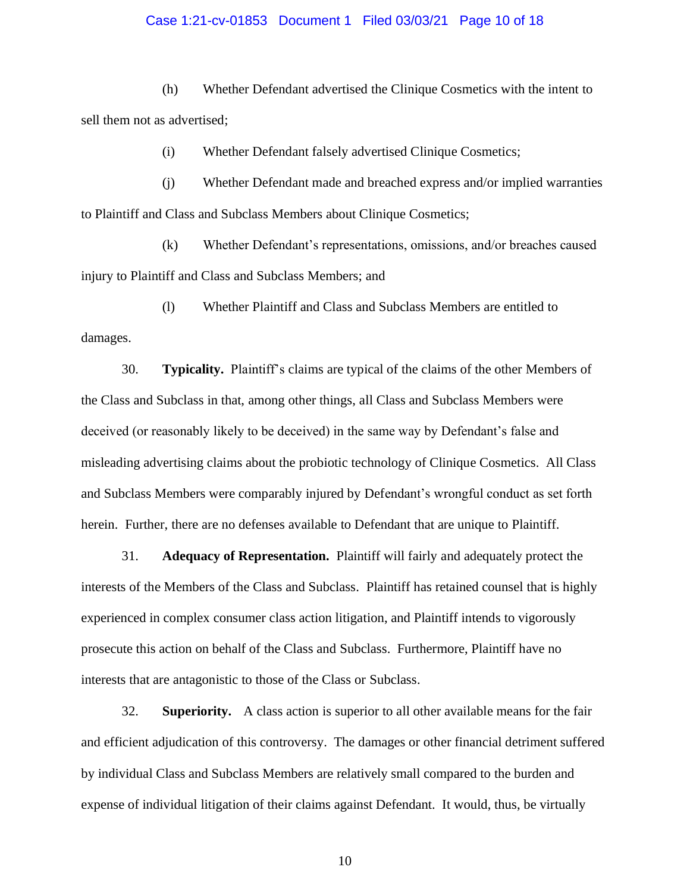(h) Whether Defendant advertised the Clinique Cosmetics with the intent to sell them not as advertised;

(i) Whether Defendant falsely advertised Clinique Cosmetics;

(j) Whether Defendant made and breached express and/or implied warranties to Plaintiff and Class and Subclass Members about Clinique Cosmetics;

(k) Whether Defendant's representations, omissions, and/or breaches caused injury to Plaintiff and Class and Subclass Members; and

(l) Whether Plaintiff and Class and Subclass Members are entitled to damages.

30. **Typicality.** Plaintiff's claims are typical of the claims of the other Members of the Class and Subclass in that, among other things, all Class and Subclass Members were deceived (or reasonably likely to be deceived) in the same way by Defendant's false and misleading advertising claims about the probiotic technology of Clinique Cosmetics. All Class and Subclass Members were comparably injured by Defendant's wrongful conduct as set forth herein. Further, there are no defenses available to Defendant that are unique to Plaintiff.

31. **Adequacy of Representation.** Plaintiff will fairly and adequately protect the interests of the Members of the Class and Subclass. Plaintiff has retained counsel that is highly experienced in complex consumer class action litigation, and Plaintiff intends to vigorously prosecute this action on behalf of the Class and Subclass. Furthermore, Plaintiff have no interests that are antagonistic to those of the Class or Subclass.

32. **Superiority.** A class action is superior to all other available means for the fair and efficient adjudication of this controversy. The damages or other financial detriment suffered by individual Class and Subclass Members are relatively small compared to the burden and expense of individual litigation of their claims against Defendant. It would, thus, be virtually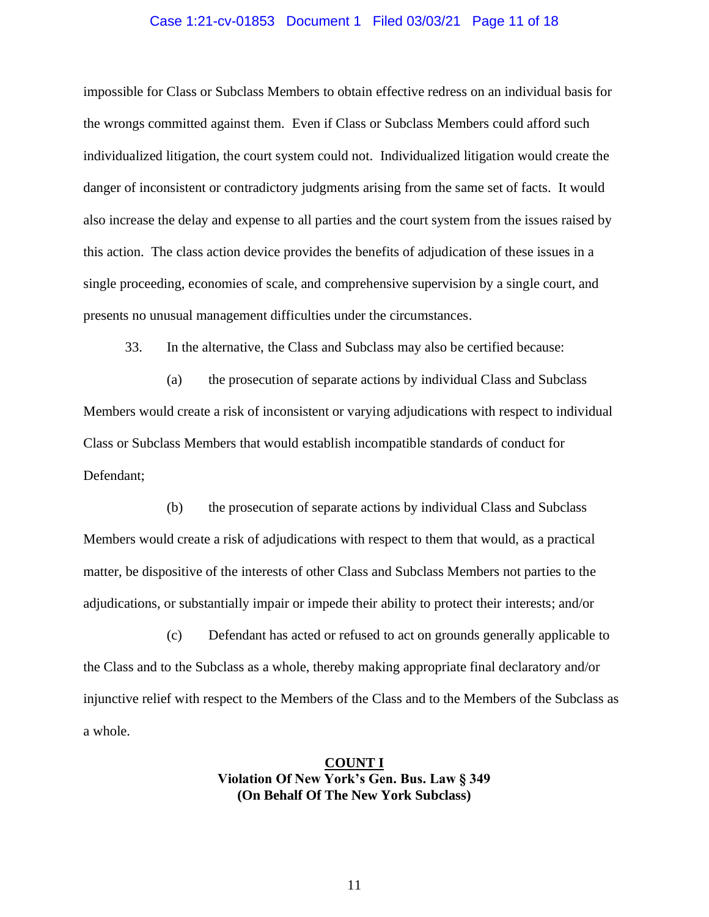impossible for Class or Subclass Members to obtain effective redress on an individual basis for the wrongs committed against them. Even if Class or Subclass Members could afford such individualized litigation, the court system could not. Individualized litigation would create the danger of inconsistent or contradictory judgments arising from the same set of facts. It would also increase the delay and expense to all parties and the court system from the issues raised by this action. The class action device provides the benefits of adjudication of these issues in a single proceeding, economies of scale, and comprehensive supervision by a single court, and presents no unusual management difficulties under the circumstances.

33. In the alternative, the Class and Subclass may also be certified because:

(a) the prosecution of separate actions by individual Class and Subclass Members would create a risk of inconsistent or varying adjudications with respect to individual Class or Subclass Members that would establish incompatible standards of conduct for Defendant;

(b) the prosecution of separate actions by individual Class and Subclass Members would create a risk of adjudications with respect to them that would, as a practical matter, be dispositive of the interests of other Class and Subclass Members not parties to the adjudications, or substantially impair or impede their ability to protect their interests; and/or

(c) Defendant has acted or refused to act on grounds generally applicable to the Class and to the Subclass as a whole, thereby making appropriate final declaratory and/or injunctive relief with respect to the Members of the Class and to the Members of the Subclass as a whole.

## COUNT I
**Violation Of New York's Gen. Bus. Law § 349**
**(On Behalf Of The New York Subclass)**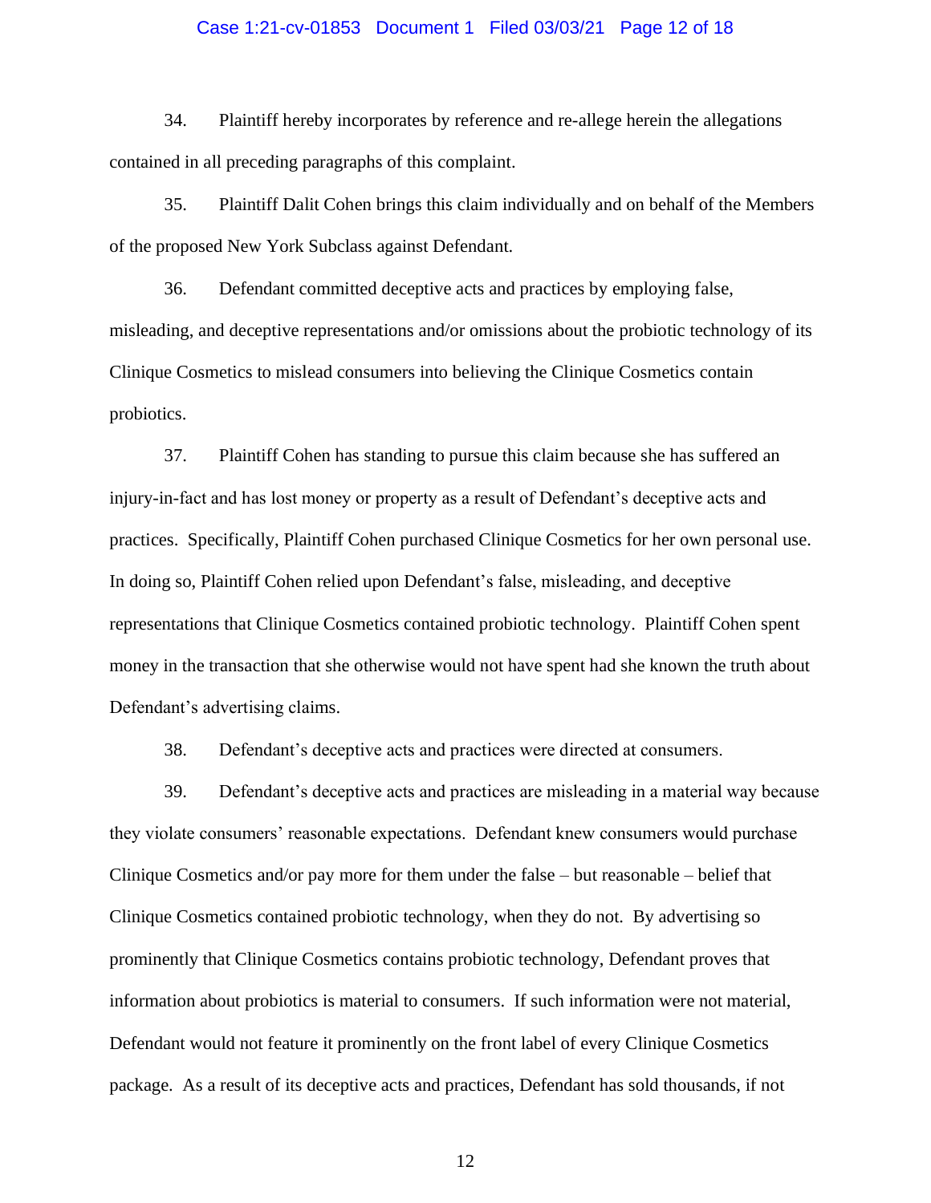34. Plaintiff hereby incorporates by reference and re-allege herein the allegations contained in all preceding paragraphs of this complaint.

35. Plaintiff Dalit Cohen brings this claim individually and on behalf of the Members of the proposed New York Subclass against Defendant.

36. Defendant committed deceptive acts and practices by employing false, misleading, and deceptive representations and/or omissions about the probiotic technology of its Clinique Cosmetics to mislead consumers into believing the Clinique Cosmetics contain probiotics.

37. Plaintiff Cohen has standing to pursue this claim because she has suffered an injury-in-fact and has lost money or property as a result of Defendant's deceptive acts and practices. Specifically, Plaintiff Cohen purchased Clinique Cosmetics for her own personal use. In doing so, Plaintiff Cohen relied upon Defendant's false, misleading, and deceptive representations that Clinique Cosmetics contained probiotic technology. Plaintiff Cohen spent money in the transaction that she otherwise would not have spent had she known the truth about Defendant's advertising claims.

38. Defendant's deceptive acts and practices were directed at consumers.

39. Defendant's deceptive acts and practices are misleading in a material way because they violate consumers' reasonable expectations. Defendant knew consumers would purchase Clinique Cosmetics and/or pay more for them under the false – but reasonable – belief that Clinique Cosmetics contained probiotic technology, when they do not. By advertising so prominently that Clinique Cosmetics contains probiotic technology, Defendant proves that information about probiotics is material to consumers. If such information were not material, Defendant would not feature it prominently on the front label of every Clinique Cosmetics package. As a result of its deceptive acts and practices, Defendant has sold thousands, if not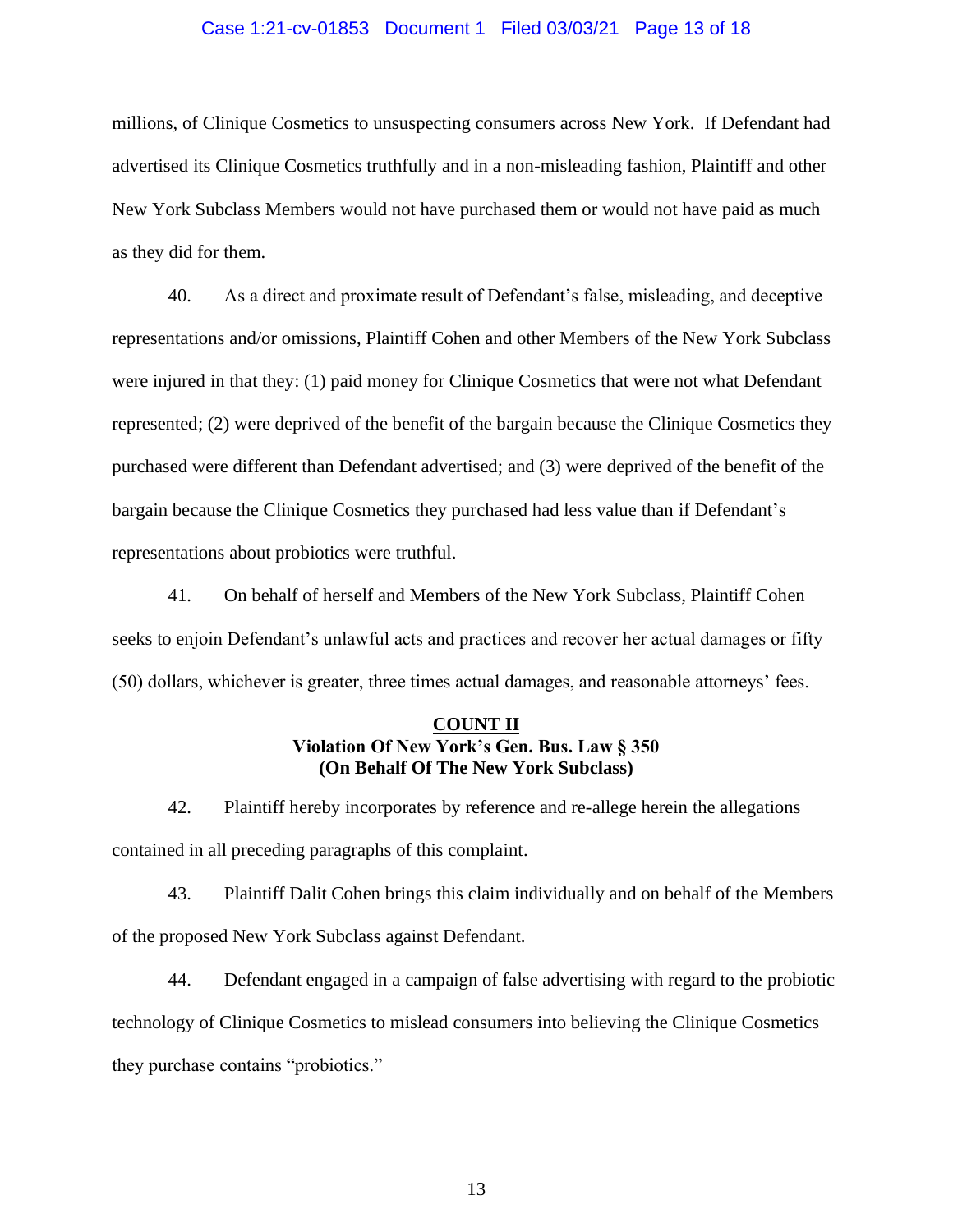millions, of Clinique Cosmetics to unsuspecting consumers across New York. If Defendant had advertised its Clinique Cosmetics truthfully and in a non-misleading fashion, Plaintiff and other New York Subclass Members would not have purchased them or would not have paid as much as they did for them.

40. As a direct and proximate result of Defendant's false, misleading, and deceptive representations and/or omissions, Plaintiff Cohen and other Members of the New York Subclass were injured in that they: (1) paid money for Clinique Cosmetics that were not what Defendant represented; (2) were deprived of the benefit of the bargain because the Clinique Cosmetics they purchased were different than Defendant advertised; and (3) were deprived of the benefit of the bargain because the Clinique Cosmetics they purchased had less value than if Defendant's representations about probiotics were truthful.

41. On behalf of herself and Members of the New York Subclass, Plaintiff Cohen seeks to enjoin Defendant's unlawful acts and practices and recover her actual damages or fifty (50) dollars, whichever is greater, three times actual damages, and reasonable attorneys' fees.

**COUNT II**
**Violation Of New York's Gen. Bus. Law § 350**
**(On Behalf Of The New York Subclass)**

42. Plaintiff hereby incorporates by reference and re-allege herein the allegations contained in all preceding paragraphs of this complaint.

43. Plaintiff Dalit Cohen brings this claim individually and on behalf of the Members of the proposed New York Subclass against Defendant.

44. Defendant engaged in a campaign of false advertising with regard to the probiotic technology of Clinique Cosmetics to mislead consumers into believing the Clinique Cosmetics they purchase contains "probiotics."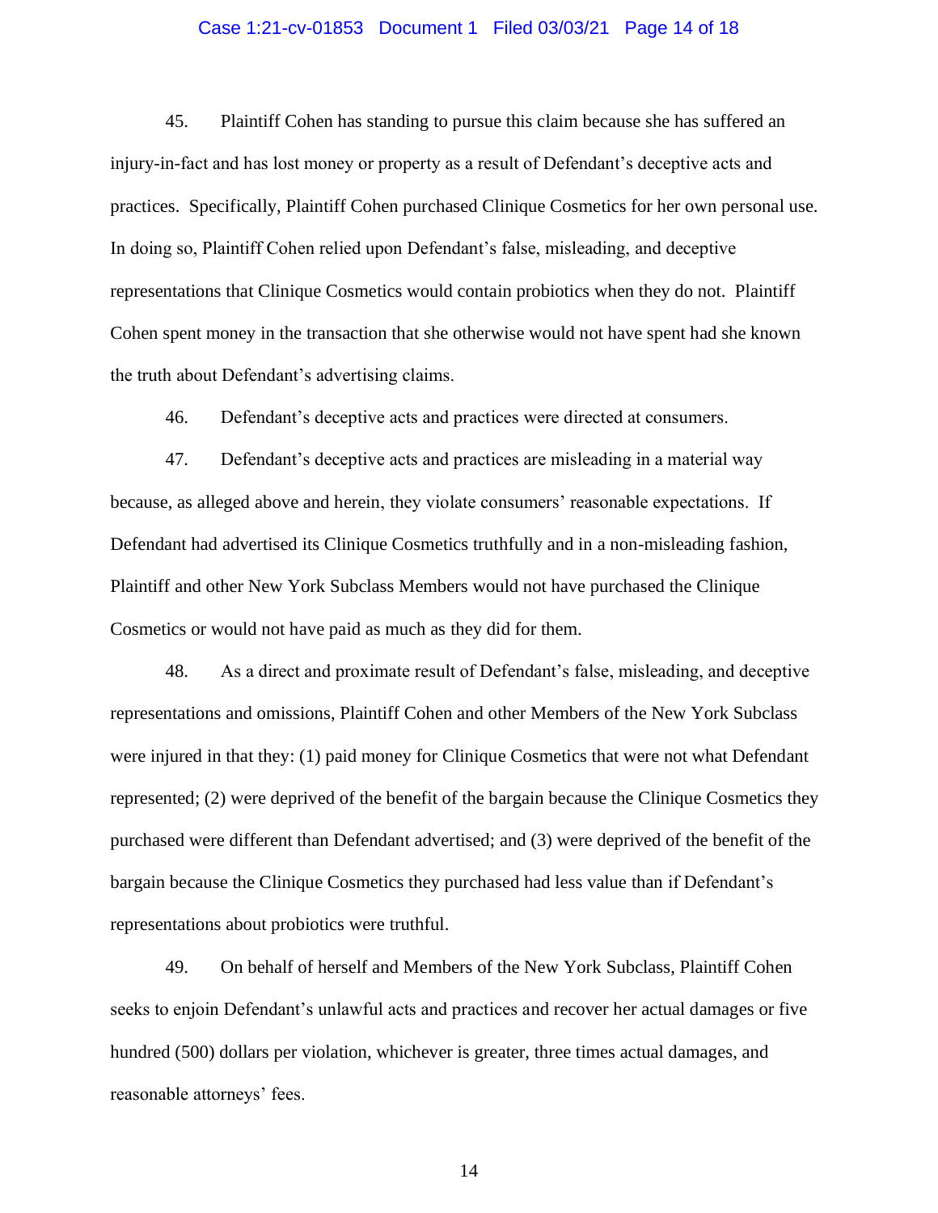45. Plaintiff Cohen has standing to pursue this claim because she has suffered an injury-in-fact and has lost money or property as a result of Defendant's deceptive acts and practices. Specifically, Plaintiff Cohen purchased Clinique Cosmetics for her own personal use. In doing so, Plaintiff Cohen relied upon Defendant's false, misleading, and deceptive representations that Clinique Cosmetics would contain probiotics when they do not. Plaintiff Cohen spent money in the transaction that she otherwise would not have spent had she known the truth about Defendant's advertising claims.

46. Defendant's deceptive acts and practices were directed at consumers.

47. Defendant's deceptive acts and practices are misleading in a material way because, as alleged above and herein, they violate consumers' reasonable expectations. If Defendant had advertised its Clinique Cosmetics truthfully and in a non-misleading fashion, Plaintiff and other New York Subclass Members would not have purchased the Clinique Cosmetics or would not have paid as much as they did for them.

48. As a direct and proximate result of Defendant's false, misleading, and deceptive representations and omissions, Plaintiff Cohen and other Members of the New York Subclass were injured in that they: (1) paid money for Clinique Cosmetics that were not what Defendant represented; (2) were deprived of the benefit of the bargain because the Clinique Cosmetics they purchased were different than Defendant advertised; and (3) were deprived of the benefit of the bargain because the Clinique Cosmetics they purchased had less value than if Defendant's representations about probiotics were truthful.

49. On behalf of herself and Members of the New York Subclass, Plaintiff Cohen seeks to enjoin Defendant's unlawful acts and practices and recover her actual damages or five hundred (500) dollars per violation, whichever is greater, three times actual damages, and reasonable attorneys' fees.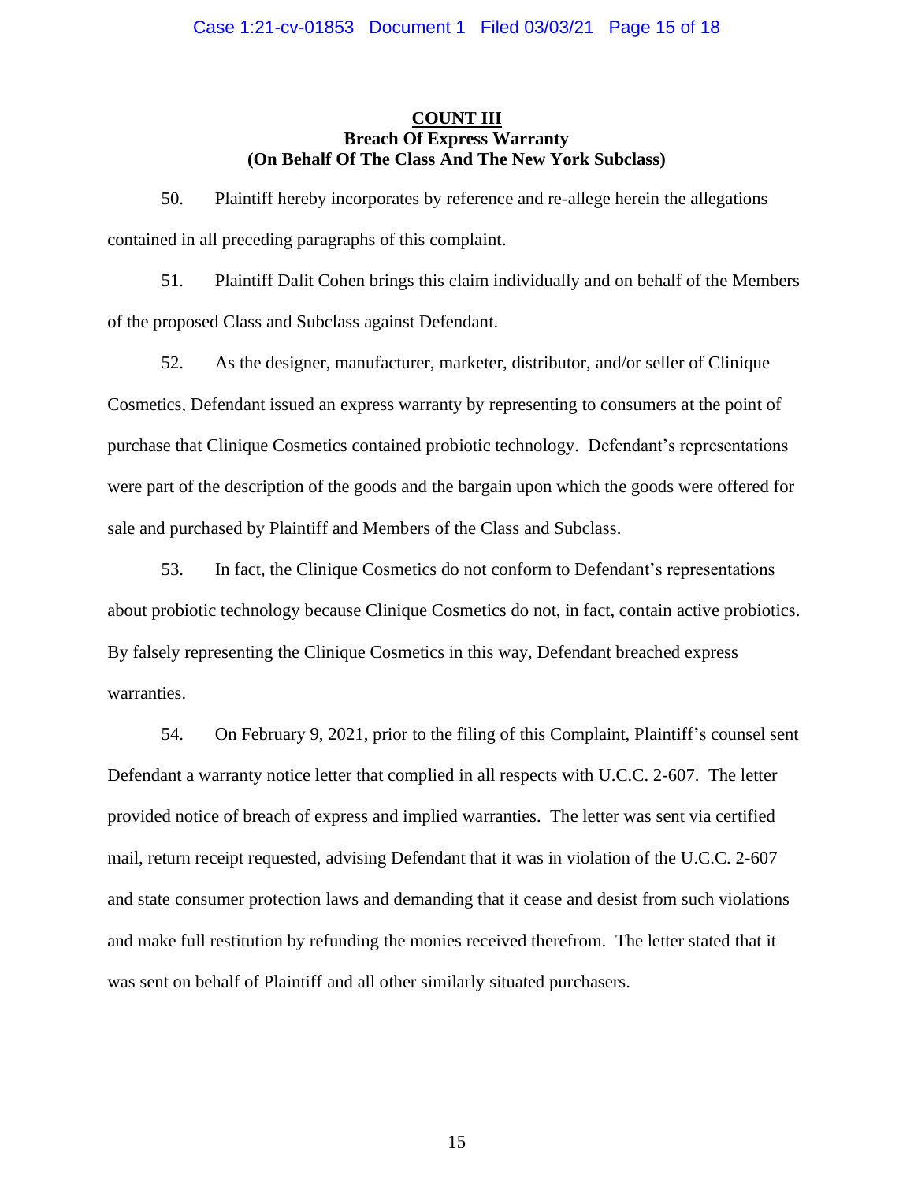**COUNT III**
**Breach Of Express Warranty**
**(On Behalf Of The Class And The New York Subclass)**

50. Plaintiff hereby incorporates by reference and re-allege herein the allegations contained in all preceding paragraphs of this complaint.

51. Plaintiff Dalit Cohen brings this claim individually and on behalf of the Members of the proposed Class and Subclass against Defendant.

52. As the designer, manufacturer, marketer, distributor, and/or seller of Clinique Cosmetics, Defendant issued an express warranty by representing to consumers at the point of purchase that Clinique Cosmetics contained probiotic technology. Defendant's representations were part of the description of the goods and the bargain upon which the goods were offered for sale and purchased by Plaintiff and Members of the Class and Subclass.

53. In fact, the Clinique Cosmetics do not conform to Defendant's representations about probiotic technology because Clinique Cosmetics do not, in fact, contain active probiotics. By falsely representing the Clinique Cosmetics in this way, Defendant breached express warranties.

54. On February 9, 2021, prior to the filing of this Complaint, Plaintiff's counsel sent Defendant a warranty notice letter that complied in all respects with U.C.C. 2-607. The letter provided notice of breach of express and implied warranties. The letter was sent via certified mail, return receipt requested, advising Defendant that it was in violation of the U.C.C. 2-607 and state consumer protection laws and demanding that it cease and desist from such violations and make full restitution by refunding the monies received therefrom. The letter stated that it was sent on behalf of Plaintiff and all other similarly situated purchasers.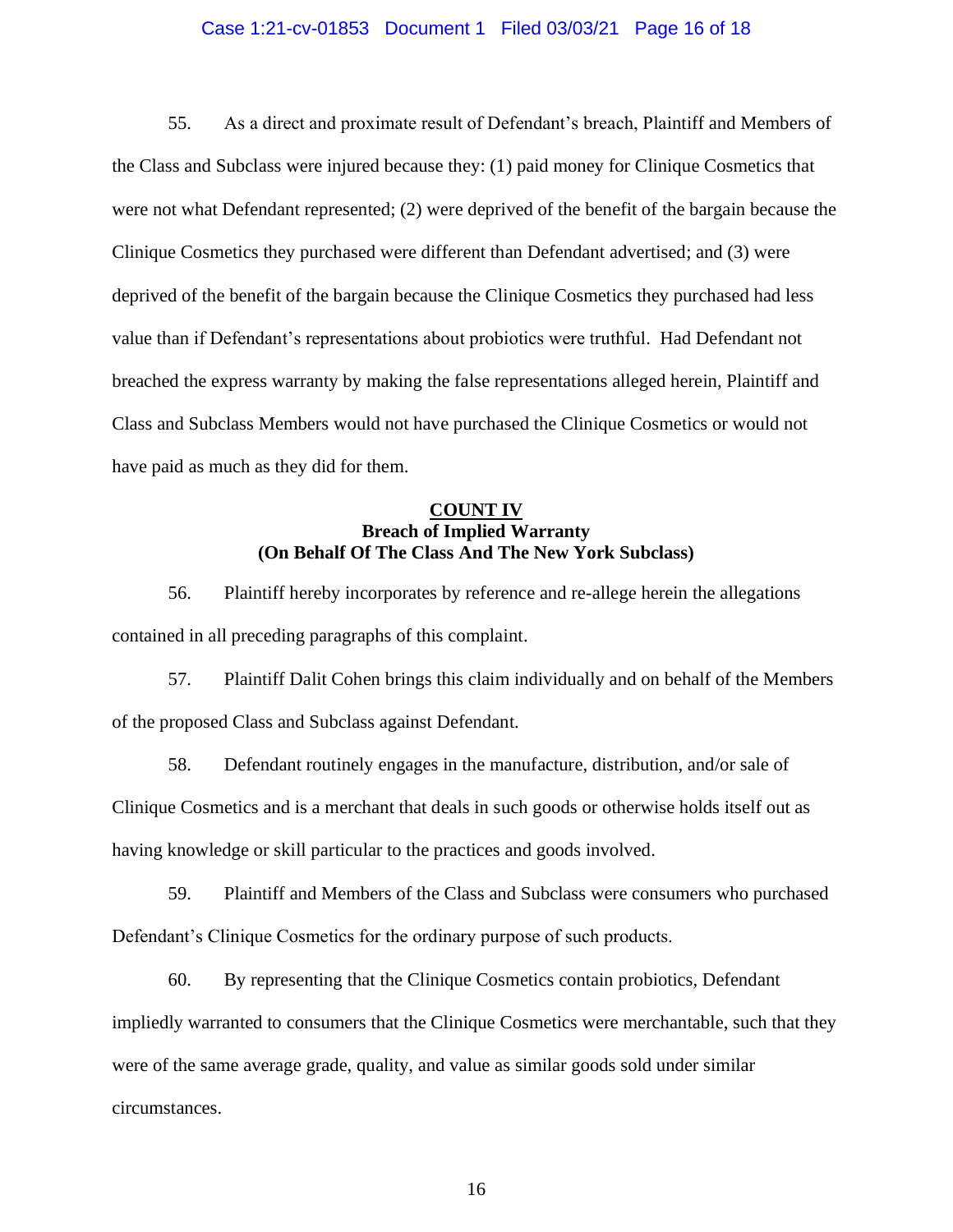55. As a direct and proximate result of Defendant's breach, Plaintiff and Members of the Class and Subclass were injured because they: (1) paid money for Clinique Cosmetics that were not what Defendant represented; (2) were deprived of the benefit of the bargain because the Clinique Cosmetics they purchased were different than Defendant advertised; and (3) were deprived of the benefit of the bargain because the Clinique Cosmetics they purchased had less value than if Defendant's representations about probiotics were truthful. Had Defendant not breached the express warranty by making the false representations alleged herein, Plaintiff and Class and Subclass Members would not have purchased the Clinique Cosmetics or would not have paid as much as they did for them.

**COUNT IV**
**Breach of Implied Warranty**
**(On Behalf Of The Class And The New York Subclass)**

56. Plaintiff hereby incorporates by reference and re-allege herein the allegations contained in all preceding paragraphs of this complaint.

57. Plaintiff Dalit Cohen brings this claim individually and on behalf of the Members of the proposed Class and Subclass against Defendant.

58. Defendant routinely engages in the manufacture, distribution, and/or sale of Clinique Cosmetics and is a merchant that deals in such goods or otherwise holds itself out as having knowledge or skill particular to the practices and goods involved.

59. Plaintiff and Members of the Class and Subclass were consumers who purchased Defendant's Clinique Cosmetics for the ordinary purpose of such products.

60. By representing that the Clinique Cosmetics contain probiotics, Defendant impliedly warranted to consumers that the Clinique Cosmetics were merchantable, such that they were of the same average grade, quality, and value as similar goods sold under similar circumstances.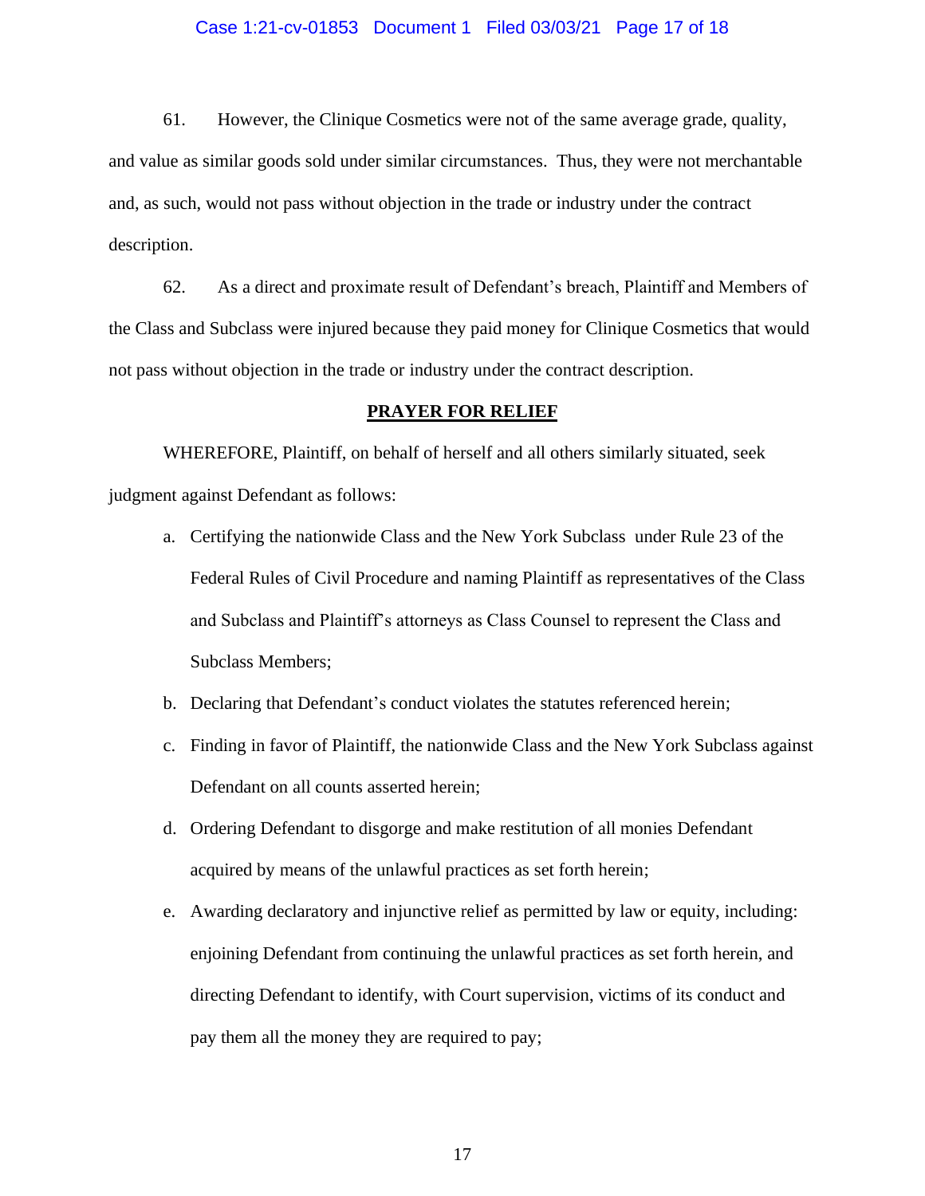61. However, the Clinique Cosmetics were not of the same average grade, quality, and value as similar goods sold under similar circumstances. Thus, they were not merchantable and, as such, would not pass without objection in the trade or industry under the contract description.

62. As a direct and proximate result of Defendant's breach, Plaintiff and Members of the Class and Subclass were injured because they paid money for Clinique Cosmetics that would not pass without objection in the trade or industry under the contract description.

## PRAYER FOR RELIEF

WHEREFORE, Plaintiff, on behalf of herself and all others similarly situated, seek judgment against Defendant as follows:

a. Certifying the nationwide Class and the New York Subclass under Rule 23 of the Federal Rules of Civil Procedure and naming Plaintiff as representatives of the Class and Subclass and Plaintiff's attorneys as Class Counsel to represent the Class and Subclass Members;

b. Declaring that Defendant's conduct violates the statutes referenced herein;

c. Finding in favor of Plaintiff, the nationwide Class and the New York Subclass against Defendant on all counts asserted herein;

d. Ordering Defendant to disgorge and make restitution of all monies Defendant acquired by means of the unlawful practices as set forth herein;

e. Awarding declaratory and injunctive relief as permitted by law or equity, including: enjoining Defendant from continuing the unlawful practices as set forth herein, and directing Defendant to identify, with Court supervision, victims of its conduct and pay them all the money they are required to pay;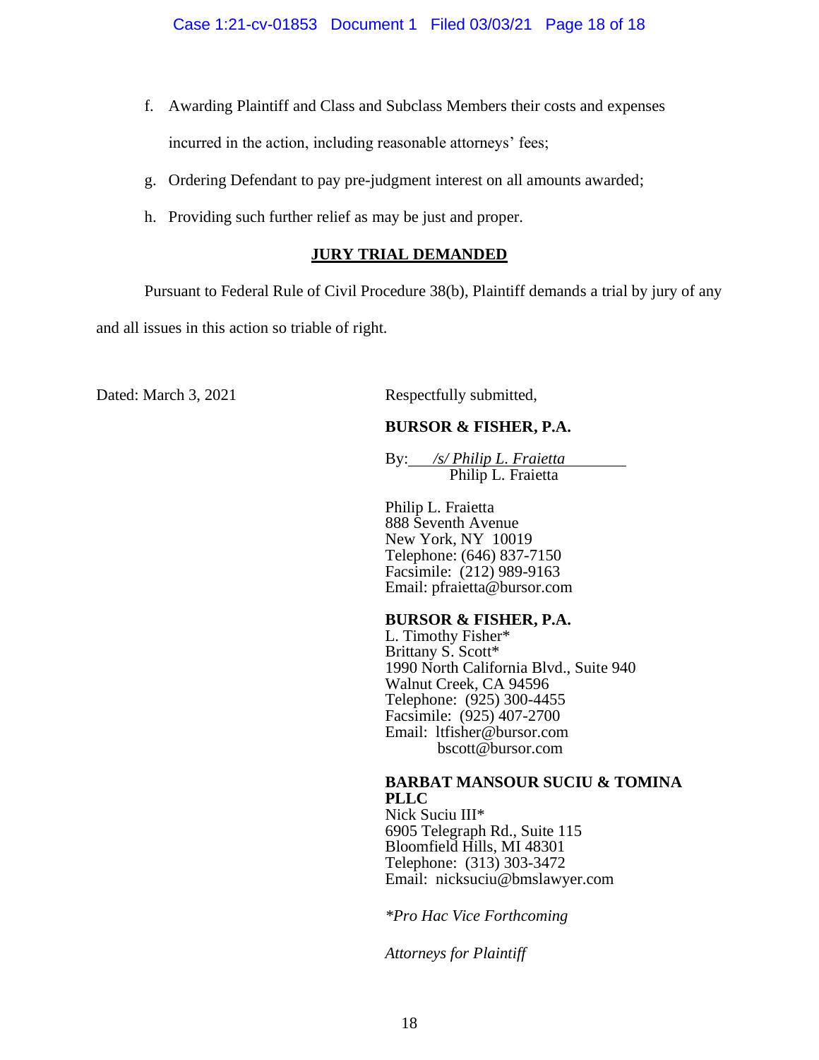f. Awarding Plaintiff and Class and Subclass Members their costs and expenses incurred in the action, including reasonable attorneys' fees;

g. Ordering Defendant to pay pre-judgment interest on all amounts awarded;

h. Providing such further relief as may be just and proper.

## JURY TRIAL DEMANDED

Pursuant to Federal Rule of Civil Procedure 38(b), Plaintiff demands a trial by jury of any and all issues in this action so triable of right.

Dated: March 3, 2021

Respectfully submitted,

**BURSOR & FISHER, P.A.**

By: *<u>/s/ Philip L. Fraietta</u>*
Philip L. Fraietta

Philip L. Fraietta
888 Seventh Avenue
New York, NY 10019
Telephone: (646) 837-7150
Facsimile: (212) 989-9163
Email: pfraietta@bursor.com

**BURSOR & FISHER, P.A.**
L. Timothy Fisher*
Brittany S. Scott*
1990 North California Blvd., Suite 940
Walnut Creek, CA 94596
Telephone: (925) 300-4455
Facsimile: (925) 407-2700
Email: ltfisher@bursor.com
bscott@bursor.com

**BARBAT MANSOUR SUCIU & TOMINA PLLC**
Nick Suciu III*
6905 Telegraph Rd., Suite 115
Bloomfield Hills, MI 48301
Telephone: (313) 303-3472
Email: nicksuciu@bmslawyer.com

*\*Pro Hac Vice Forthcoming*

*Attorneys for Plaintiff*